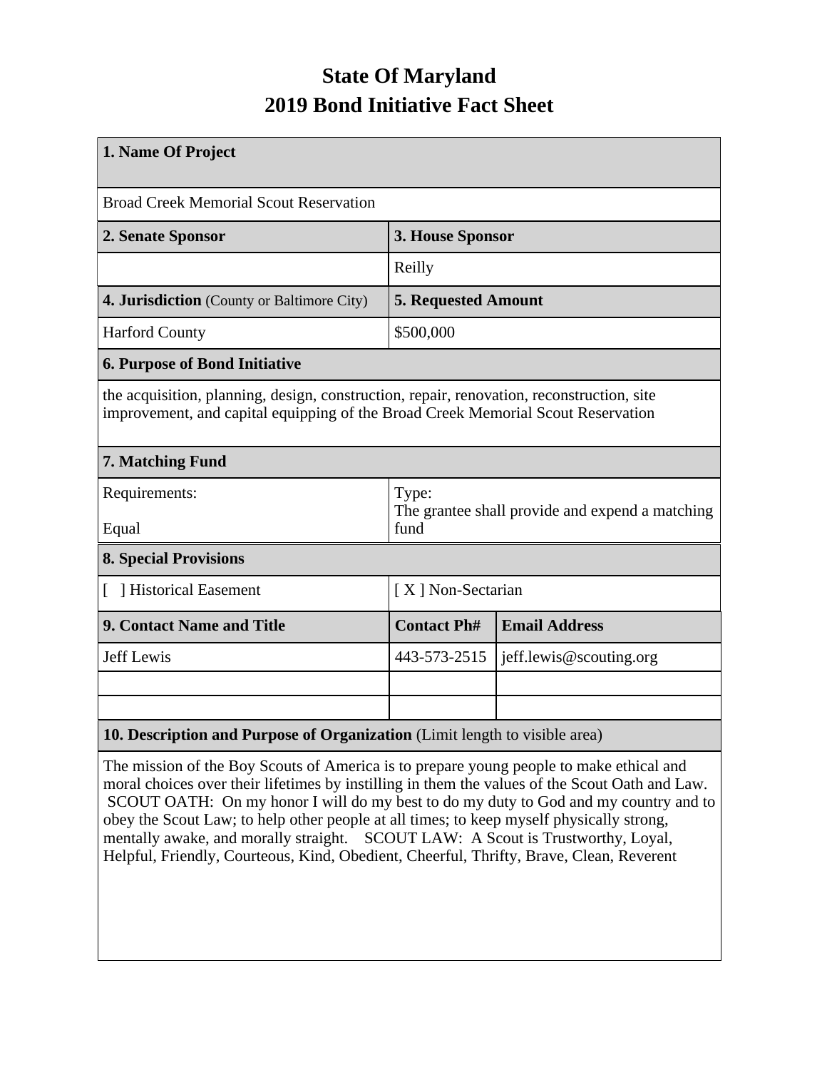# State Of Maryland
# 2019 Bond Initiative Fact Sheet

| **1. Name Of Project** | | |
|---|---|---|
| Broad Creek Memorial Scout Reservation | | |
| **2. Senate Sponsor** | **3. House Sponsor** | |
| | Reilly | |
| **4. Jurisdiction** (County or Baltimore City) | **5. Requested Amount** | |
| Harford County | $500,000 | |
| **6. Purpose of Bond Initiative** | | |
| the acquisition, planning, design, construction, repair, renovation, reconstruction, site improvement, and capital equipping of the Broad Creek Memorial Scout Reservation | | |
| **7. Matching Fund** | | |
| Requirements: Equal | Type: The grantee shall provide and expend a matching fund | |
| **8. Special Provisions** | | |
| [ ] Historical Easement | [ X ] Non-Sectarian | |
| **9. Contact Name and Title** | **Contact Ph#** | **Email Address** |
| Jeff Lewis | 443-573-2515 | jeff.lewis@scouting.org |
| | | |
| | | |
| **10. Description and Purpose of Organization** (Limit length to visible area) | | |
| The mission of the Boy Scouts of America is to prepare young people to make ethical and moral choices over their lifetimes by instilling in them the values of the Scout Oath and Law. SCOUT OATH: On my honor I will do my best to do my duty to God and my country and to obey the Scout Law; to help other people at all times; to keep myself physically strong, mentally awake, and morally straight. SCOUT LAW: A Scout is Trustworthy, Loyal, Helpful, Friendly, Courteous, Kind, Obedient, Cheerful, Thrifty, Brave, Clean, Reverent | | |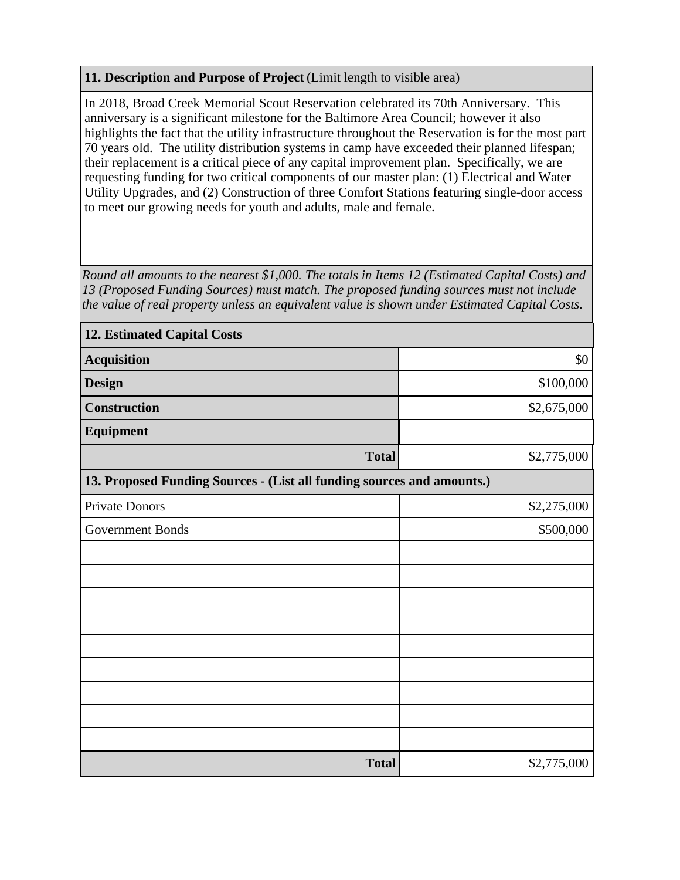**11. Description and Purpose of Project** (Limit length to visible area)

In 2018, Broad Creek Memorial Scout Reservation celebrated its 70th Anniversary. This anniversary is a significant milestone for the Baltimore Area Council; however it also highlights the fact that the utility infrastructure throughout the Reservation is for the most part 70 years old. The utility distribution systems in camp have exceeded their planned lifespan; their replacement is a critical piece of any capital improvement plan. Specifically, we are requesting funding for two critical components of our master plan: (1) Electrical and Water Utility Upgrades, and (2) Construction of three Comfort Stations featuring single-door access to meet our growing needs for youth and adults, male and female.

*Round all amounts to the nearest $1,000. The totals in Items 12 (Estimated Capital Costs) and 13 (Proposed Funding Sources) must match. The proposed funding sources must not include the value of real property unless an equivalent value is shown under Estimated Capital Costs.*

| **12. Estimated Capital Costs** | |
|---|---|
| **Acquisition** | $0 |
| **Design** | $100,000 |
| **Construction** | $2,675,000 |
| **Equipment** | |
| **Total** | $2,775,000 |

| **13. Proposed Funding Sources - (List all funding sources and amounts.)** | |
|---|---|
| Private Donors | $2,275,000 |
| Government Bonds | $500,000 |
| | |
| | |
| | |
| | |
| | |
| | |
| | |
| | |
| | |
| **Total** | $2,775,000 |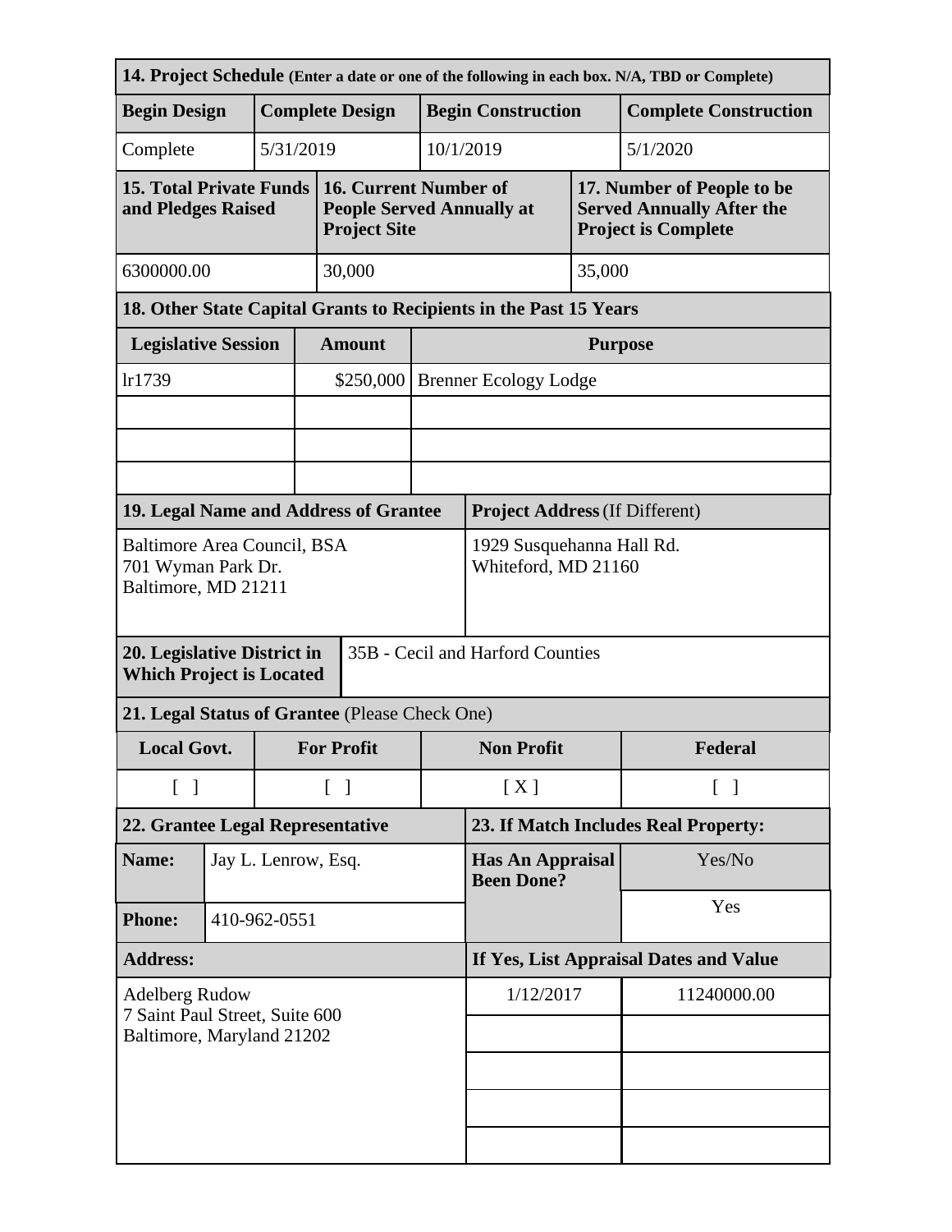**14. Project Schedule** (Enter a date or one of the following in each box. N/A, TBD or Complete)

| Begin Design | Complete Design | Begin Construction | Complete Construction |
|---|---|---|---|
| Complete | 5/31/2019 | 10/1/2019 | 5/1/2020 |

| 15. Total Private Funds and Pledges Raised | 16. Current Number of People Served Annually at Project Site | 17. Number of People to be Served Annually After the Project is Complete |
|---|---|---|
| 6300000.00 | 30,000 | 35,000 |

**18. Other State Capital Grants to Recipients in the Past 15 Years**

| Legislative Session | Amount | Purpose |
|---|---|---|
| lr1739 | $250,000 | Brenner Ecology Lodge |
| | | |
| | | |
| | | |

| 19. Legal Name and Address of Grantee | Project Address (If Different) |
|---|---|
| Baltimore Area Council, BSA<br>701 Wyman Park Dr.<br>Baltimore, MD 21211 | 1929 Susquehanna Hall Rd.<br>Whiteford, MD 21160 |

| 20. Legislative District in Which Project is Located | 35B - Cecil and Harford Counties |
|---|---|

**21. Legal Status of Grantee** (Please Check One)

| Local Govt. | For Profit | Non Profit | Federal |
|---|---|---|---|
| [ ] | [ ] | [ X ] | [ ] |

| 22. Grantee Legal Representative | | 23. If Match Includes Real Property: | |
|---|---|---|---|
| **Name:** | Jay L. Lenrow, Esq. | **Has An Appraisal Been Done?** | Yes/No |
| **Phone:** | 410-962-0551 | | Yes |
| **Address:** | | **If Yes, List Appraisal Dates and Value** | |
| Adelberg Rudow<br>7 Saint Paul Street, Suite 600<br>Baltimore, Maryland 21202 | | 1/12/2017 | 11240000.00 |
| | | | |
| | | | |
| | | | |
| | | | |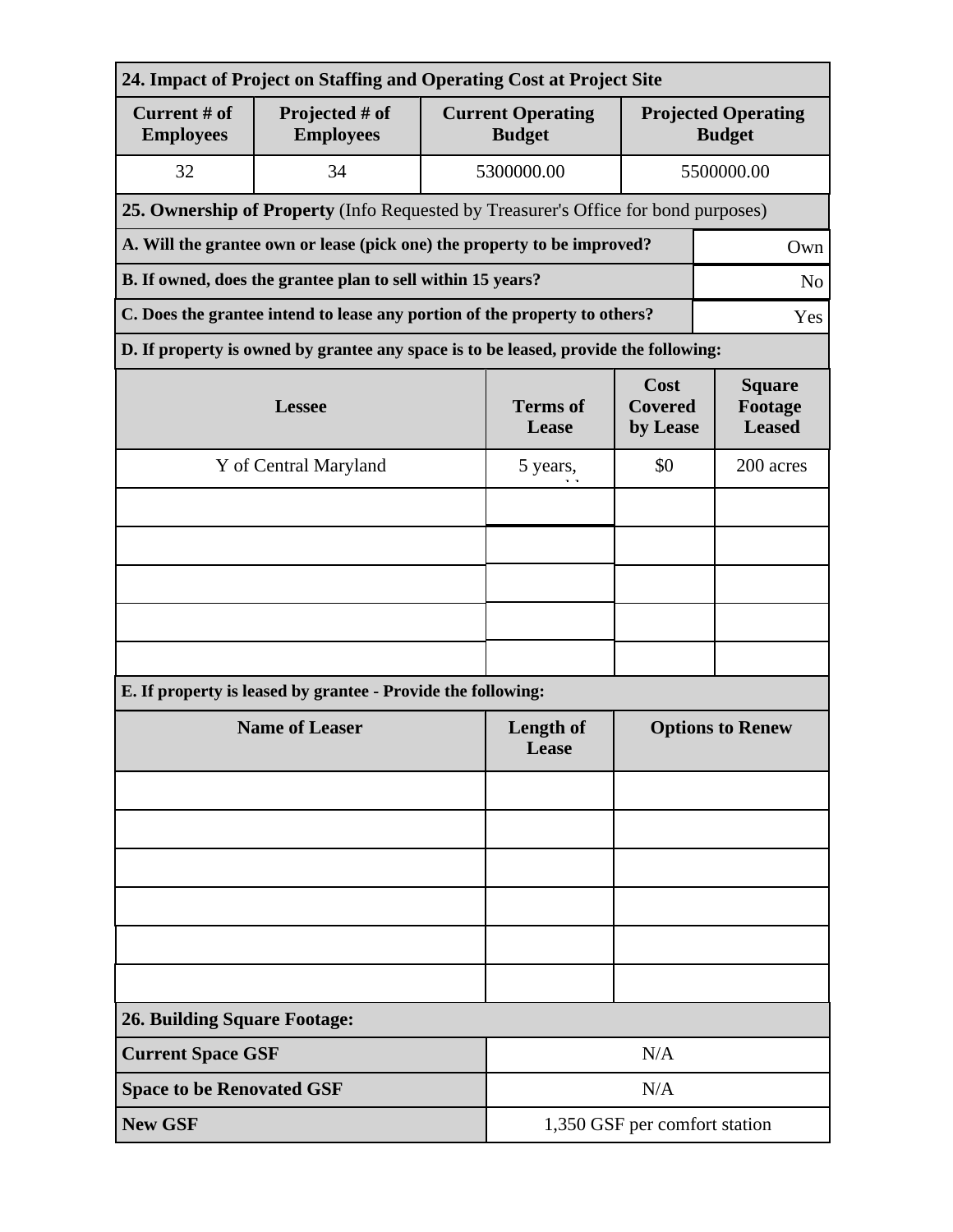| 24. Impact of Project on Staffing and Operating Cost at Project Site | | | |
|---|---|---|---|
| **Current # of Employees** | **Projected # of Employees** | **Current Operating Budget** | **Projected Operating Budget** |
| 32 | 34 | 5300000.00 | 5500000.00 |

**25. Ownership of Property** (Info Requested by Treasurer's Office for bond purposes)

| Question | Answer |
|---|---|
| **A. Will the grantee own or lease (pick one) the property to be improved?** | Own |
| **B. If owned, does the grantee plan to sell within 15 years?** | No |
| **C. Does the grantee intend to lease any portion of the property to others?** | Yes |

**D. If property is owned by grantee any space is to be leased, provide the following:**

| Lessee | Terms of Lease | Cost Covered by Lease | Square Footage Leased |
|---|---|---|---|
| Y of Central Maryland | 5 years, | $0 | 200 acres |
| | | | |
| | | | |
| | | | |
| | | | |
| | | | |

**E. If property is leased by grantee - Provide the following:**

| Name of Leaser | Length of Lease | Options to Renew |
|---|---|---|
| | | |
| | | |
| | | |
| | | |
| | | |
| | | |

**26. Building Square Footage:**

| | |
|---|---|
| **Current Space GSF** | N/A |
| **Space to be Renovated GSF** | N/A |
| **New GSF** | 1,350 GSF per comfort station |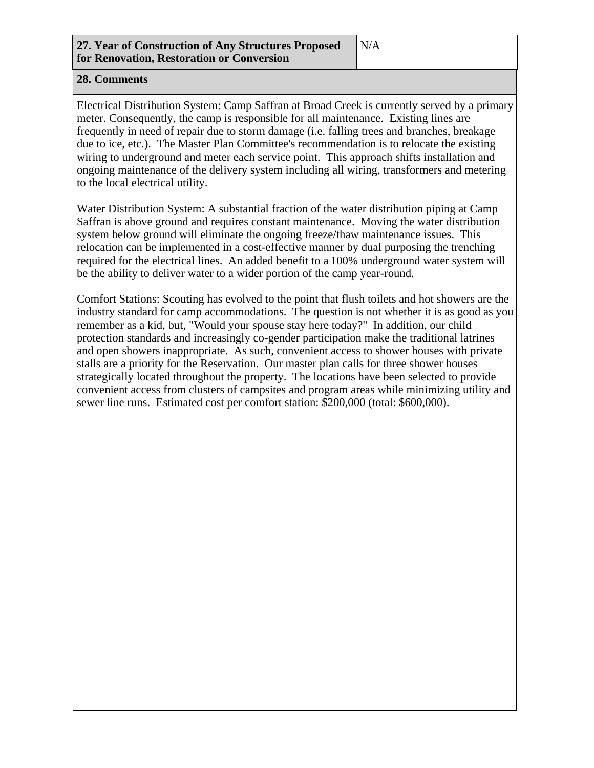| 27. Year of Construction of Any Structures Proposed for Renovation, Restoration or Conversion | N/A |
| --- | --- |

**28. Comments**

Electrical Distribution System: Camp Saffran at Broad Creek is currently served by a primary meter. Consequently, the camp is responsible for all maintenance. Existing lines are frequently in need of repair due to storm damage (i.e. falling trees and branches, breakage due to ice, etc.). The Master Plan Committee's recommendation is to relocate the existing wiring to underground and meter each service point. This approach shifts installation and ongoing maintenance of the delivery system including all wiring, transformers and metering to the local electrical utility.

Water Distribution System: A substantial fraction of the water distribution piping at Camp Saffran is above ground and requires constant maintenance. Moving the water distribution system below ground will eliminate the ongoing freeze/thaw maintenance issues. This relocation can be implemented in a cost-effective manner by dual purposing the trenching required for the electrical lines. An added benefit to a 100% underground water system will be the ability to deliver water to a wider portion of the camp year-round.

Comfort Stations: Scouting has evolved to the point that flush toilets and hot showers are the industry standard for camp accommodations. The question is not whether it is as good as you remember as a kid, but, "Would your spouse stay here today?" In addition, our child protection standards and increasingly co-gender participation make the traditional latrines and open showers inappropriate. As such, convenient access to shower houses with private stalls are a priority for the Reservation. Our master plan calls for three shower houses strategically located throughout the property. The locations have been selected to provide convenient access from clusters of campsites and program areas while minimizing utility and sewer line runs. Estimated cost per comfort station: $200,000 (total: $600,000).